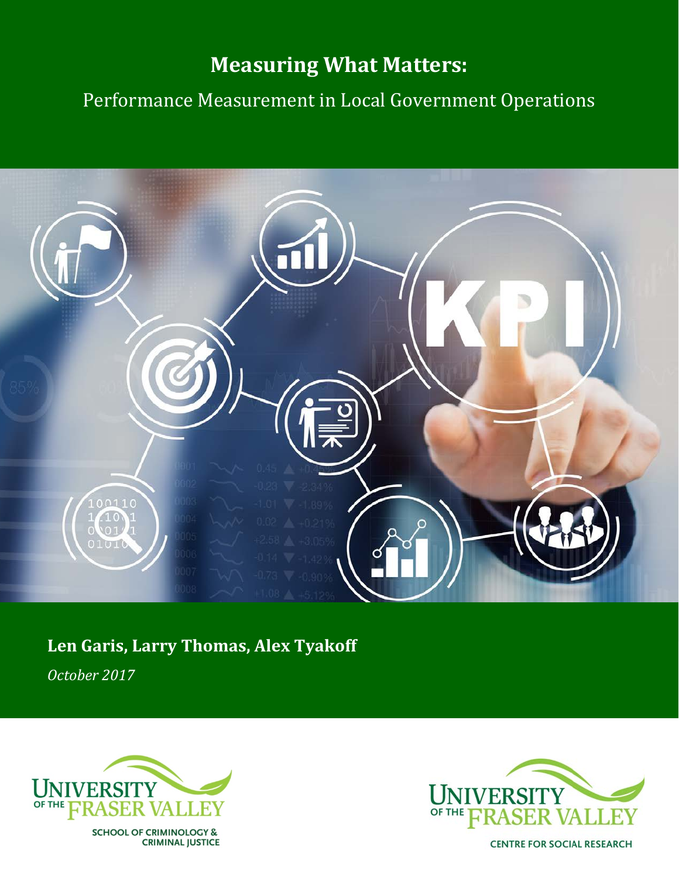# Measuring What Matters:

## Performance Measurement in Local Government Operations

**Len Garis, Larry Thomas, Alex Tyakoff**

*October 2017*

UNIVERSITY OF THE FRASER VALLEY
SCHOOL OF CRIMINOLOGY & CRIMINAL JUSTICE

UNIVERSITY OF THE FRASER VALLEY
CENTRE FOR SOCIAL RESEARCH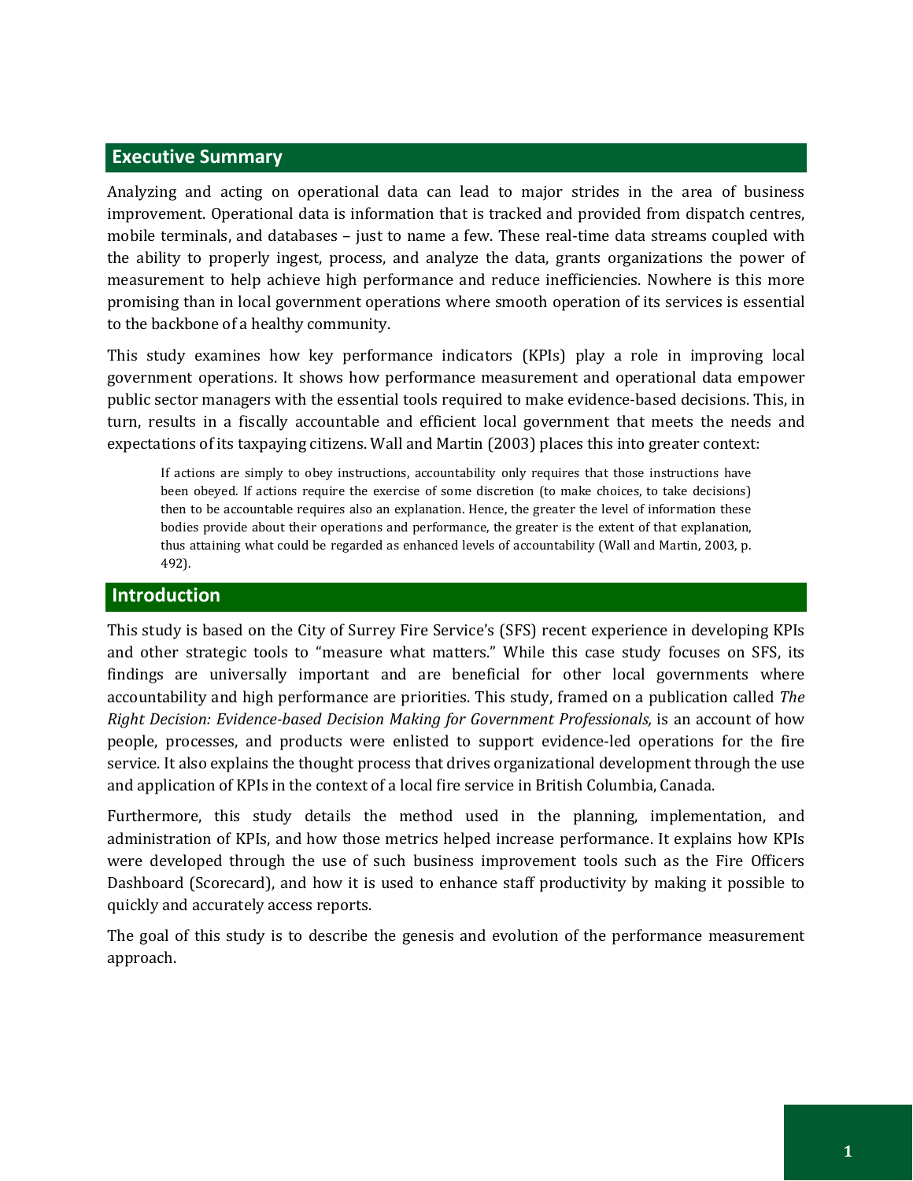## Executive Summary

Analyzing and acting on operational data can lead to major strides in the area of business improvement. Operational data is information that is tracked and provided from dispatch centres, mobile terminals, and databases – just to name a few. These real-time data streams coupled with the ability to properly ingest, process, and analyze the data, grants organizations the power of measurement to help achieve high performance and reduce inefficiencies. Nowhere is this more promising than in local government operations where smooth operation of its services is essential to the backbone of a healthy community.

This study examines how key performance indicators (KPIs) play a role in improving local government operations. It shows how performance measurement and operational data empower public sector managers with the essential tools required to make evidence-based decisions. This, in turn, results in a fiscally accountable and efficient local government that meets the needs and expectations of its taxpaying citizens. Wall and Martin (2003) places this into greater context:

> If actions are simply to obey instructions, accountability only requires that those instructions have been obeyed. If actions require the exercise of some discretion (to make choices, to take decisions) then to be accountable requires also an explanation. Hence, the greater the level of information these bodies provide about their operations and performance, the greater is the extent of that explanation, thus attaining what could be regarded as enhanced levels of accountability (Wall and Martin, 2003, p. 492).

## Introduction

This study is based on the City of Surrey Fire Service's (SFS) recent experience in developing KPIs and other strategic tools to "measure what matters." While this case study focuses on SFS, its findings are universally important and are beneficial for other local governments where accountability and high performance are priorities. This study, framed on a publication called *The Right Decision: Evidence-based Decision Making for Government Professionals,* is an account of how people, processes, and products were enlisted to support evidence-led operations for the fire service. It also explains the thought process that drives organizational development through the use and application of KPIs in the context of a local fire service in British Columbia, Canada.

Furthermore, this study details the method used in the planning, implementation, and administration of KPIs, and how those metrics helped increase performance. It explains how KPIs were developed through the use of such business improvement tools such as the Fire Officers Dashboard (Scorecard), and how it is used to enhance staff productivity by making it possible to quickly and accurately access reports.

The goal of this study is to describe the genesis and evolution of the performance measurement approach.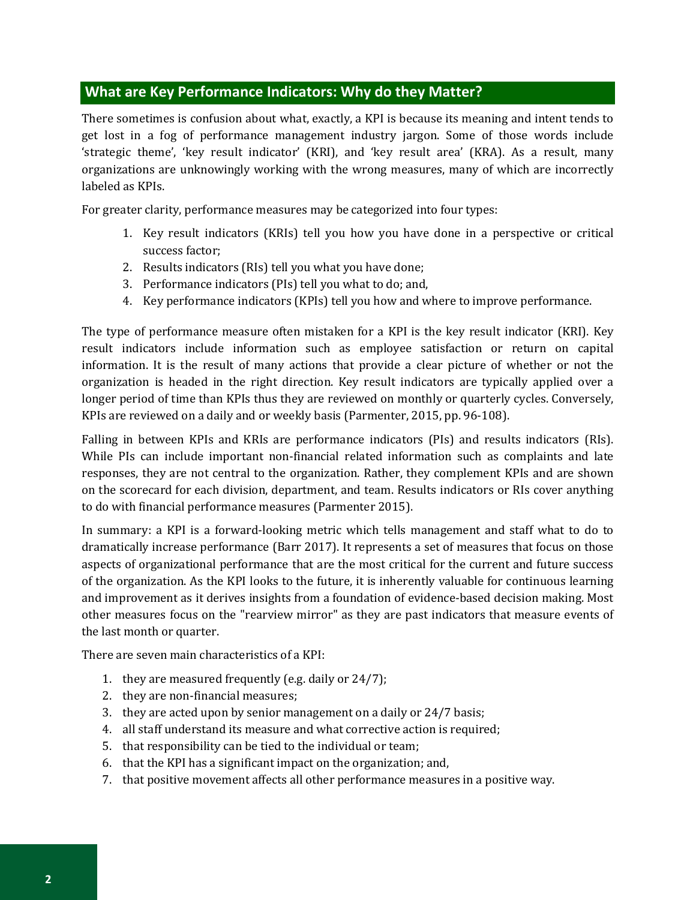## What are Key Performance Indicators: Why do they Matter?

There sometimes is confusion about what, exactly, a KPI is because its meaning and intent tends to get lost in a fog of performance management industry jargon. Some of those words include 'strategic theme', 'key result indicator' (KRI), and 'key result area' (KRA). As a result, many organizations are unknowingly working with the wrong measures, many of which are incorrectly labeled as KPIs.

For greater clarity, performance measures may be categorized into four types:

1. Key result indicators (KRIs) tell you how you have done in a perspective or critical success factor;
2. Results indicators (RIs) tell you what you have done;
3. Performance indicators (PIs) tell you what to do; and,
4. Key performance indicators (KPIs) tell you how and where to improve performance.

The type of performance measure often mistaken for a KPI is the key result indicator (KRI). Key result indicators include information such as employee satisfaction or return on capital information. It is the result of many actions that provide a clear picture of whether or not the organization is headed in the right direction. Key result indicators are typically applied over a longer period of time than KPIs thus they are reviewed on monthly or quarterly cycles. Conversely, KPIs are reviewed on a daily and or weekly basis (Parmenter, 2015, pp. 96-108).

Falling in between KPIs and KRIs are performance indicators (PIs) and results indicators (RIs). While PIs can include important non-financial related information such as complaints and late responses, they are not central to the organization. Rather, they complement KPIs and are shown on the scorecard for each division, department, and team. Results indicators or RIs cover anything to do with financial performance measures (Parmenter 2015).

In summary: a KPI is a forward-looking metric which tells management and staff what to do to dramatically increase performance (Barr 2017). It represents a set of measures that focus on those aspects of organizational performance that are the most critical for the current and future success of the organization. As the KPI looks to the future, it is inherently valuable for continuous learning and improvement as it derives insights from a foundation of evidence-based decision making. Most other measures focus on the "rearview mirror" as they are past indicators that measure events of the last month or quarter.

There are seven main characteristics of a KPI:

1. they are measured frequently (e.g. daily or 24/7);
2. they are non-financial measures;
3. they are acted upon by senior management on a daily or 24/7 basis;
4. all staff understand its measure and what corrective action is required;
5. that responsibility can be tied to the individual or team;
6. that the KPI has a significant impact on the organization; and,
7. that positive movement affects all other performance measures in a positive way.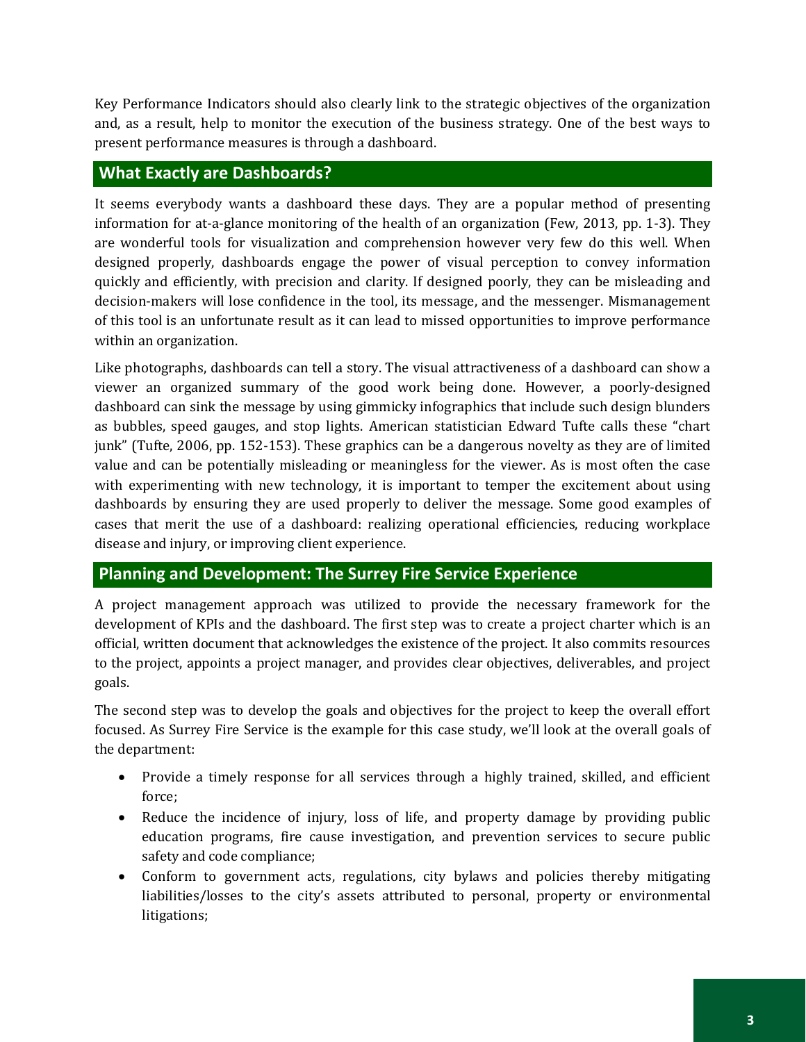Key Performance Indicators should also clearly link to the strategic objectives of the organization and, as a result, help to monitor the execution of the business strategy. One of the best ways to present performance measures is through a dashboard.

## What Exactly are Dashboards?

It seems everybody wants a dashboard these days. They are a popular method of presenting information for at-a-glance monitoring of the health of an organization (Few, 2013, pp. 1-3). They are wonderful tools for visualization and comprehension however very few do this well. When designed properly, dashboards engage the power of visual perception to convey information quickly and efficiently, with precision and clarity. If designed poorly, they can be misleading and decision-makers will lose confidence in the tool, its message, and the messenger. Mismanagement of this tool is an unfortunate result as it can lead to missed opportunities to improve performance within an organization.

Like photographs, dashboards can tell a story. The visual attractiveness of a dashboard can show a viewer an organized summary of the good work being done. However, a poorly-designed dashboard can sink the message by using gimmicky infographics that include such design blunders as bubbles, speed gauges, and stop lights. American statistician Edward Tufte calls these "chart junk" (Tufte, 2006, pp. 152-153). These graphics can be a dangerous novelty as they are of limited value and can be potentially misleading or meaningless for the viewer. As is most often the case with experimenting with new technology, it is important to temper the excitement about using dashboards by ensuring they are used properly to deliver the message. Some good examples of cases that merit the use of a dashboard: realizing operational efficiencies, reducing workplace disease and injury, or improving client experience.

## Planning and Development: The Surrey Fire Service Experience

A project management approach was utilized to provide the necessary framework for the development of KPIs and the dashboard. The first step was to create a project charter which is an official, written document that acknowledges the existence of the project. It also commits resources to the project, appoints a project manager, and provides clear objectives, deliverables, and project goals.

The second step was to develop the goals and objectives for the project to keep the overall effort focused. As Surrey Fire Service is the example for this case study, we'll look at the overall goals of the department:

- Provide a timely response for all services through a highly trained, skilled, and efficient force;
- Reduce the incidence of injury, loss of life, and property damage by providing public education programs, fire cause investigation, and prevention services to secure public safety and code compliance;
- Conform to government acts, regulations, city bylaws and policies thereby mitigating liabilities/losses to the city's assets attributed to personal, property or environmental litigations;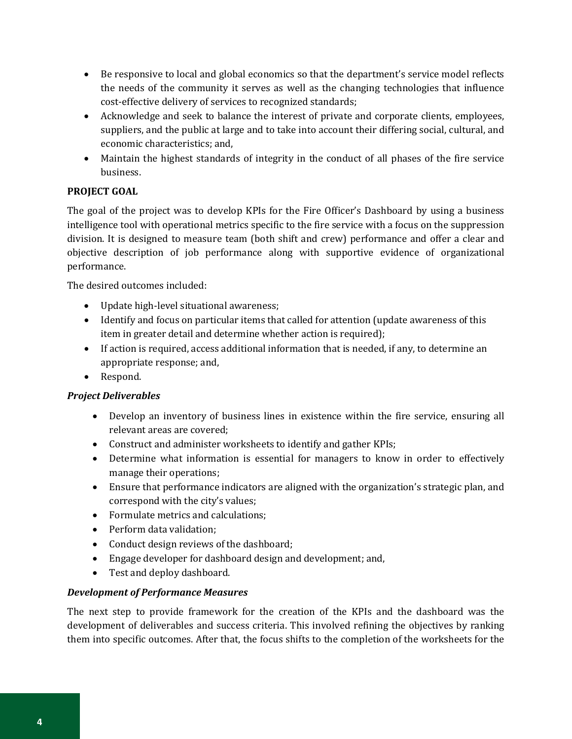- Be responsive to local and global economics so that the department's service model reflects the needs of the community it serves as well as the changing technologies that influence cost-effective delivery of services to recognized standards;
- Acknowledge and seek to balance the interest of private and corporate clients, employees, suppliers, and the public at large and to take into account their differing social, cultural, and economic characteristics; and,
- Maintain the highest standards of integrity in the conduct of all phases of the fire service business.

**PROJECT GOAL**

The goal of the project was to develop KPIs for the Fire Officer's Dashboard by using a business intelligence tool with operational metrics specific to the fire service with a focus on the suppression division. It is designed to measure team (both shift and crew) performance and offer a clear and objective description of job performance along with supportive evidence of organizational performance.

The desired outcomes included:

- Update high-level situational awareness;
- Identify and focus on particular items that called for attention (update awareness of this item in greater detail and determine whether action is required);
- If action is required, access additional information that is needed, if any, to determine an appropriate response; and,
- Respond.

***Project Deliverables***

- Develop an inventory of business lines in existence within the fire service, ensuring all relevant areas are covered;
- Construct and administer worksheets to identify and gather KPIs;
- Determine what information is essential for managers to know in order to effectively manage their operations;
- Ensure that performance indicators are aligned with the organization's strategic plan, and correspond with the city's values;
- Formulate metrics and calculations;
- Perform data validation;
- Conduct design reviews of the dashboard;
- Engage developer for dashboard design and development; and,
- Test and deploy dashboard.

***Development of Performance Measures***

The next step to provide framework for the creation of the KPIs and the dashboard was the development of deliverables and success criteria. This involved refining the objectives by ranking them into specific outcomes. After that, the focus shifts to the completion of the worksheets for the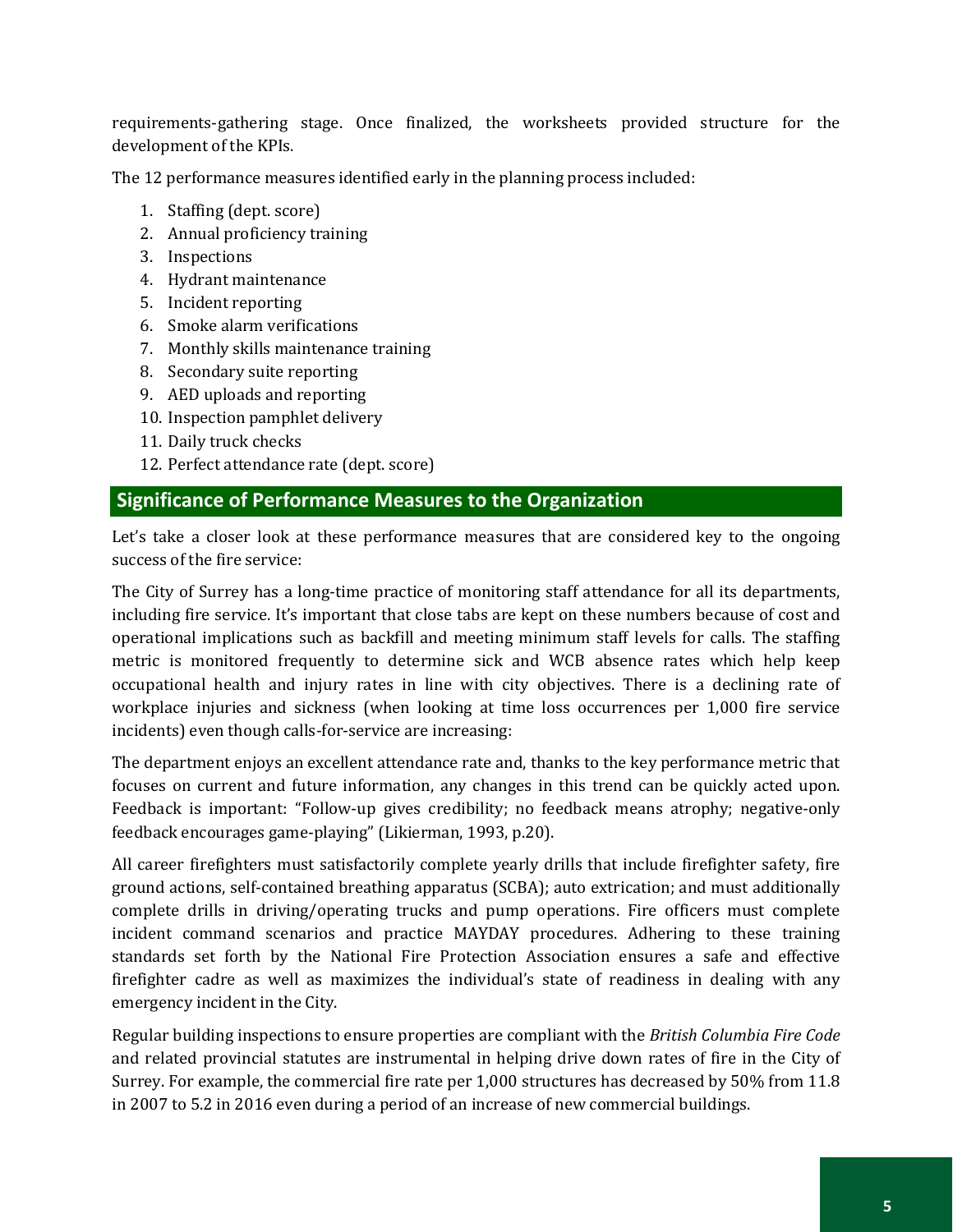requirements-gathering stage. Once finalized, the worksheets provided structure for the development of the KPIs.

The 12 performance measures identified early in the planning process included:

1. Staffing (dept. score)
2. Annual proficiency training
3. Inspections
4. Hydrant maintenance
5. Incident reporting
6. Smoke alarm verifications
7. Monthly skills maintenance training
8. Secondary suite reporting
9. AED uploads and reporting
10. Inspection pamphlet delivery
11. Daily truck checks
12. Perfect attendance rate (dept. score)

## Significance of Performance Measures to the Organization

Let's take a closer look at these performance measures that are considered key to the ongoing success of the fire service:

The City of Surrey has a long-time practice of monitoring staff attendance for all its departments, including fire service. It's important that close tabs are kept on these numbers because of cost and operational implications such as backfill and meeting minimum staff levels for calls. The staffing metric is monitored frequently to determine sick and WCB absence rates which help keep occupational health and injury rates in line with city objectives. There is a declining rate of workplace injuries and sickness (when looking at time loss occurrences per 1,000 fire service incidents) even though calls-for-service are increasing:

The department enjoys an excellent attendance rate and, thanks to the key performance metric that focuses on current and future information, any changes in this trend can be quickly acted upon. Feedback is important: "Follow-up gives credibility; no feedback means atrophy; negative-only feedback encourages game-playing" (Likierman, 1993, p.20).

All career firefighters must satisfactorily complete yearly drills that include firefighter safety, fire ground actions, self-contained breathing apparatus (SCBA); auto extrication; and must additionally complete drills in driving/operating trucks and pump operations. Fire officers must complete incident command scenarios and practice MAYDAY procedures. Adhering to these training standards set forth by the National Fire Protection Association ensures a safe and effective firefighter cadre as well as maximizes the individual's state of readiness in dealing with any emergency incident in the City.

Regular building inspections to ensure properties are compliant with the *British Columbia Fire Code* and related provincial statutes are instrumental in helping drive down rates of fire in the City of Surrey. For example, the commercial fire rate per 1,000 structures has decreased by 50% from 11.8 in 2007 to 5.2 in 2016 even during a period of an increase of new commercial buildings.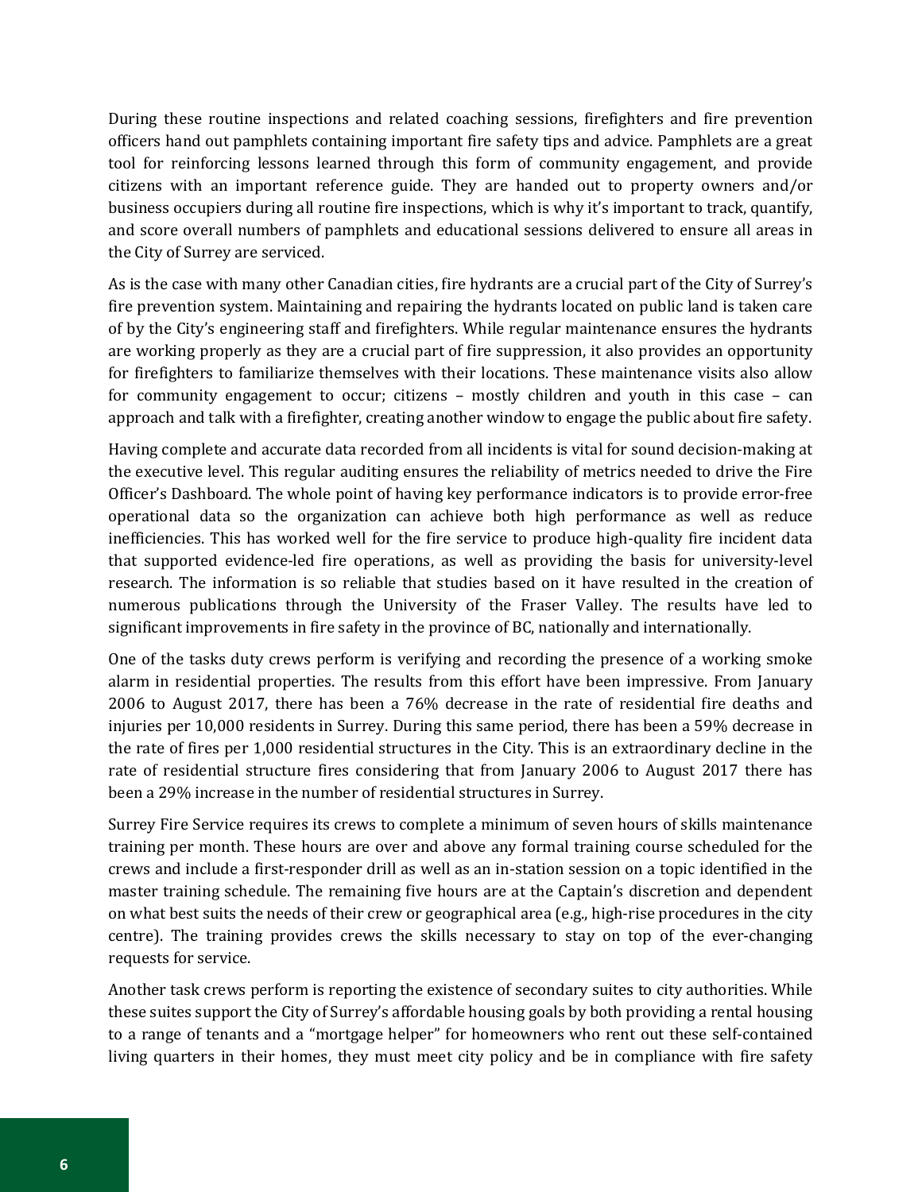During these routine inspections and related coaching sessions, firefighters and fire prevention officers hand out pamphlets containing important fire safety tips and advice. Pamphlets are a great tool for reinforcing lessons learned through this form of community engagement, and provide citizens with an important reference guide. They are handed out to property owners and/or business occupiers during all routine fire inspections, which is why it's important to track, quantify, and score overall numbers of pamphlets and educational sessions delivered to ensure all areas in the City of Surrey are serviced.

As is the case with many other Canadian cities, fire hydrants are a crucial part of the City of Surrey's fire prevention system. Maintaining and repairing the hydrants located on public land is taken care of by the City's engineering staff and firefighters. While regular maintenance ensures the hydrants are working properly as they are a crucial part of fire suppression, it also provides an opportunity for firefighters to familiarize themselves with their locations. These maintenance visits also allow for community engagement to occur; citizens – mostly children and youth in this case – can approach and talk with a firefighter, creating another window to engage the public about fire safety.

Having complete and accurate data recorded from all incidents is vital for sound decision-making at the executive level. This regular auditing ensures the reliability of metrics needed to drive the Fire Officer's Dashboard. The whole point of having key performance indicators is to provide error-free operational data so the organization can achieve both high performance as well as reduce inefficiencies. This has worked well for the fire service to produce high-quality fire incident data that supported evidence-led fire operations, as well as providing the basis for university-level research. The information is so reliable that studies based on it have resulted in the creation of numerous publications through the University of the Fraser Valley. The results have led to significant improvements in fire safety in the province of BC, nationally and internationally.

One of the tasks duty crews perform is verifying and recording the presence of a working smoke alarm in residential properties. The results from this effort have been impressive. From January 2006 to August 2017, there has been a 76% decrease in the rate of residential fire deaths and injuries per 10,000 residents in Surrey. During this same period, there has been a 59% decrease in the rate of fires per 1,000 residential structures in the City. This is an extraordinary decline in the rate of residential structure fires considering that from January 2006 to August 2017 there has been a 29% increase in the number of residential structures in Surrey.

Surrey Fire Service requires its crews to complete a minimum of seven hours of skills maintenance training per month. These hours are over and above any formal training course scheduled for the crews and include a first-responder drill as well as an in-station session on a topic identified in the master training schedule. The remaining five hours are at the Captain's discretion and dependent on what best suits the needs of their crew or geographical area (e.g., high-rise procedures in the city centre). The training provides crews the skills necessary to stay on top of the ever-changing requests for service.

Another task crews perform is reporting the existence of secondary suites to city authorities. While these suites support the City of Surrey's affordable housing goals by both providing a rental housing to a range of tenants and a "mortgage helper" for homeowners who rent out these self-contained living quarters in their homes, they must meet city policy and be in compliance with fire safety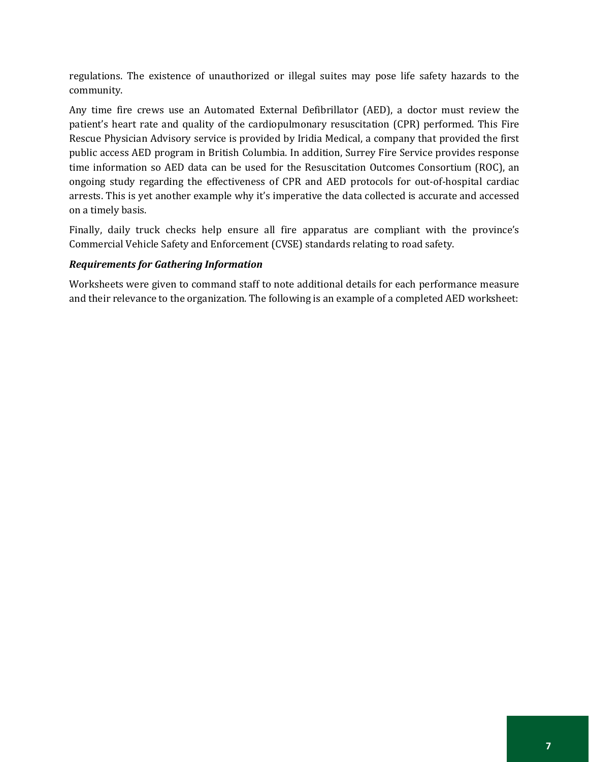regulations. The existence of unauthorized or illegal suites may pose life safety hazards to the community.

Any time fire crews use an Automated External Defibrillator (AED), a doctor must review the patient's heart rate and quality of the cardiopulmonary resuscitation (CPR) performed. This Fire Rescue Physician Advisory service is provided by Iridia Medical, a company that provided the first public access AED program in British Columbia. In addition, Surrey Fire Service provides response time information so AED data can be used for the Resuscitation Outcomes Consortium (ROC), an ongoing study regarding the effectiveness of CPR and AED protocols for out-of-hospital cardiac arrests. This is yet another example why it's imperative the data collected is accurate and accessed on a timely basis.

Finally, daily truck checks help ensure all fire apparatus are compliant with the province's Commercial Vehicle Safety and Enforcement (CVSE) standards relating to road safety.

***Requirements for Gathering Information***

Worksheets were given to command staff to note additional details for each performance measure and their relevance to the organization. The following is an example of a completed AED worksheet: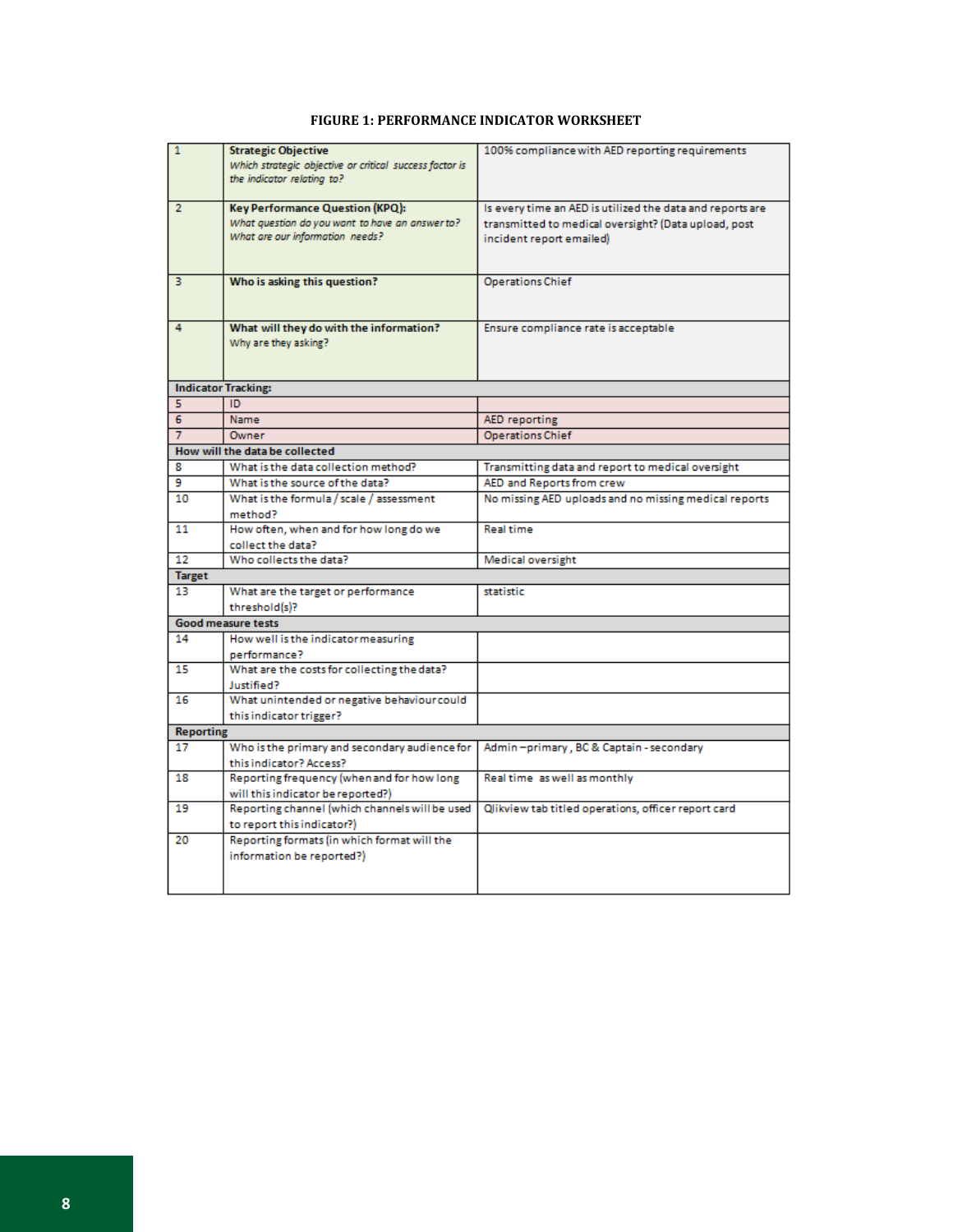**FIGURE 1: PERFORMANCE INDICATOR WORKSHEET**

| | | |
|---|---|---|
| 1 | **Strategic Objective**<br>*Which strategic objective or critical success factor is the indicator relating to?* | 100% compliance with AED reporting requirements |
| 2 | **Key Performance Question (KPQ):**<br>*What question do you want to have an answer to? What are our information needs?* | Is every time an AED is utilized the data and reports are transmitted to medical oversight? (Data upload, post incident report emailed) |
| 3 | **Who is asking this question?** | Operations Chief |
| 4 | **What will they do with the information?**<br>Why are they asking? | Ensure compliance rate is acceptable |
| **Indicator Tracking:** | | |
| 5 | ID | |
| 6 | Name | AED reporting |
| 7 | Owner | Operations Chief |
| **How will the data be collected** | | |
| 8 | What is the data collection method? | Transmitting data and report to medical oversight |
| 9 | What is the source of the data? | AED and Reports from crew |
| 10 | What is the formula / scale / assessment method? | No missing AED uploads and no missing medical reports |
| 11 | How often, when and for how long do we collect the data? | Real time |
| 12 | Who collects the data? | Medical oversight |
| **Target** | | |
| 13 | What are the target or performance threshold(s)? | statistic |
| **Good measure tests** | | |
| 14 | How well is the indicator measuring performance? | |
| 15 | What are the costs for collecting the data? Justified? | |
| 16 | What unintended or negative behaviour could this indicator trigger? | |
| **Reporting** | | |
| 17 | Who is the primary and secondary audience for this indicator? Access? | Admin – primary , BC & Captain - secondary |
| 18 | Reporting frequency (when and for how long will this indicator be reported?) | Real time as well as monthly |
| 19 | Reporting channel (which channels will be used to report this indicator?) | Qlikview tab titled operations, officer report card |
| 20 | Reporting formats (in which format will the information be reported?) | |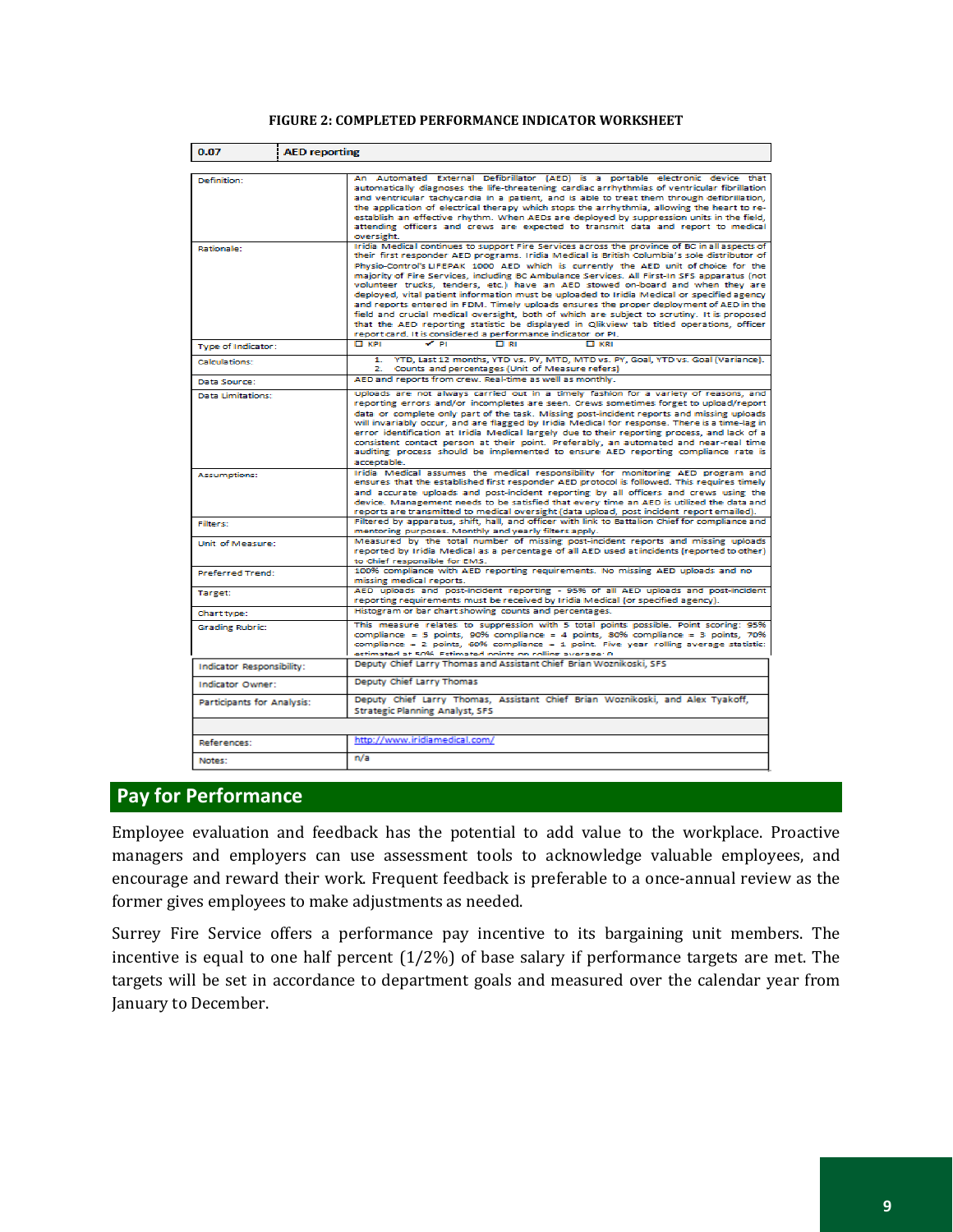**FIGURE 2: COMPLETED PERFORMANCE INDICATOR WORKSHEET**

| 0.07 | AED reporting |
|---|---|
| Definition: | An Automated External Defibrillator (AED) is a portable electronic device that automatically diagnoses the life-threatening cardiac arrhythmias of ventricular fibrillation and ventricular tachycardia in a patient, and is able to treat them through defibrillation, the application of electrical therapy which stops the arrhythmia, allowing the heart to re-establish an effective rhythm. When AEDs are deployed by suppression units in the field, attending officers and crews are expected to transmit data and report to medical oversight. |
| Rationale: | Iridia Medical continues to support Fire Services across the province of BC in all aspects of their first responder AED programs. Iridia Medical is British Columbia's sole distributor of Physio-Control's LIFEPAK 1000 AED which is currently the AED unit of choice for the majority of Fire Services, including BC Ambulance Services. All First-In SFS apparatus (not volunteer trucks, tenders, etc.) have an AED stowed on-board and when they are deployed, vital patient information must be uploaded to Iridia Medical or specified agency and reports entered in FDM. Timely uploads ensures the proper deployment of AED in the field and crucial medical oversight, both of which are subject to scrutiny. It is proposed that the AED reporting statistic be displayed in Qlikview tab titled operations, officer report card. It is considered a performance indicator or PI. |
| Type of Indicator: | ☐ KPI ✔ PI ☐ RI ☐ KRI |
| Calculations: | 1. YTD, Last 12 months, YTD vs. PY, MTD, MTD vs. PY, Goal, YTD vs. Goal (Variance). 2. Counts and percentages (Unit of Measure refers) |
| Data Source: | AED and reports from crew. Real-time as well as monthly. |
| Data Limitations: | Uploads are not always carried out in a timely fashion for a variety of reasons, and reporting errors and/or incompletes are seen. Crews sometimes forget to upload/report data or complete only part of the task. Missing post-incident reports and missing uploads will invariably occur, and are flagged by Iridia Medical for response. There is a time-lag in error identification at Iridia Medical largely due to their reporting process, and lack of a consistent contact person at their point. Preferably, an automated and near-real time auditing process should be implemented to ensure AED reporting compliance rate is acceptable. |
| Assumptions: | Iridia Medical assumes the medical responsibility for monitoring AED program and ensures that the established first responder AED protocol is followed. This requires timely and accurate uploads and post-incident reporting by all officers and crews using the device. Management needs to be satisfied that every time an AED is utilized the data and reports are transmitted to medical oversight (data upload, post incident report emailed). |
| Filters: | Filtered by apparatus, shift, hall, and officer with link to Battalion Chief for compliance and mentoring purposes. Monthly and yearly filters apply. |
| Unit of Measure: | Measured by the total number of missing post-incident reports and missing uploads reported by Iridia Medical as a percentage of all AED used at incidents (reported to other) to Chief responsible for EMS. |
| Preferred Trend: | 100% compliance with AED reporting requirements. No missing AED uploads and no missing medical reports. |
| Target: | AED uploads and post-incident reporting - 95% of all AED uploads and post-incident reporting requirements must be received by Iridia Medical (or specified agency). |
| Chart type: | Histogram or bar chart showing counts and percentages. |
| Grading Rubric: | This measure relates to suppression with 5 total points possible. Point scoring: 95% compliance = 5 points, 90% compliance = 4 points, 80% compliance = 3 points, 70% compliance = 2 points, 60% compliance = 1 point. Five year rolling average statistic: estimated at 50%. Estimated points on rolling average: 0 |
| Indicator Responsibility: | Deputy Chief Larry Thomas and Assistant Chief Brian Woznikoski, SFS |
| Indicator Owner: | Deputy Chief Larry Thomas |
| Participants for Analysis: | Deputy Chief Larry Thomas, Assistant Chief Brian Woznikoski, and Alex Tyakoff, Strategic Planning Analyst, SFS |
| | |
| References: | http://www.iridiamedical.com/ |
| Notes: | n/a |

## Pay for Performance

Employee evaluation and feedback has the potential to add value to the workplace. Proactive managers and employers can use assessment tools to acknowledge valuable employees, and encourage and reward their work. Frequent feedback is preferable to a once-annual review as the former gives employees to make adjustments as needed.

Surrey Fire Service offers a performance pay incentive to its bargaining unit members. The incentive is equal to one half percent (1/2%) of base salary if performance targets are met. The targets will be set in accordance to department goals and measured over the calendar year from January to December.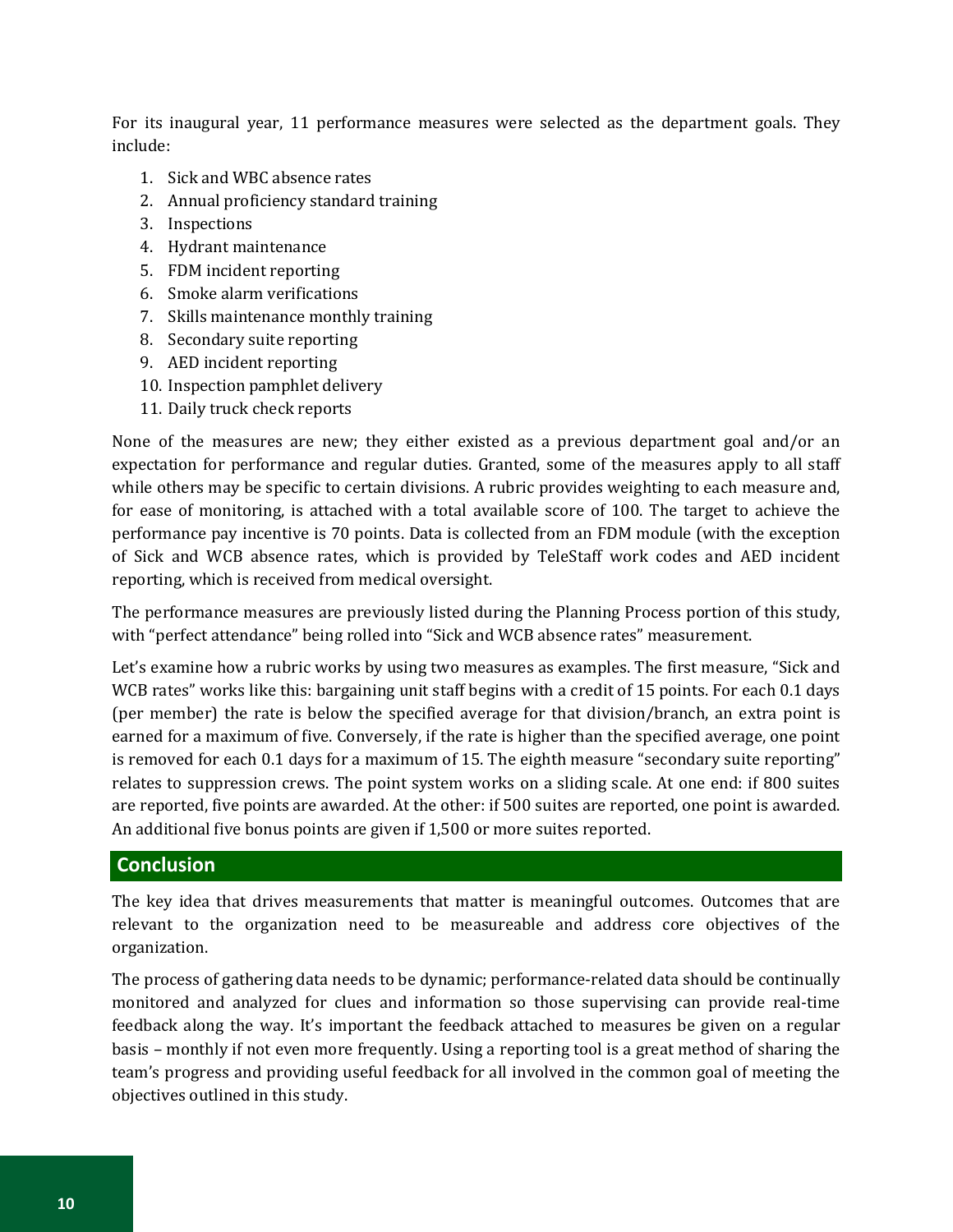For its inaugural year, 11 performance measures were selected as the department goals. They include:

1. Sick and WBC absence rates
2. Annual proficiency standard training
3. Inspections
4. Hydrant maintenance
5. FDM incident reporting
6. Smoke alarm verifications
7. Skills maintenance monthly training
8. Secondary suite reporting
9. AED incident reporting
10. Inspection pamphlet delivery
11. Daily truck check reports

None of the measures are new; they either existed as a previous department goal and/or an expectation for performance and regular duties. Granted, some of the measures apply to all staff while others may be specific to certain divisions. A rubric provides weighting to each measure and, for ease of monitoring, is attached with a total available score of 100. The target to achieve the performance pay incentive is 70 points. Data is collected from an FDM module (with the exception of Sick and WCB absence rates, which is provided by TeleStaff work codes and AED incident reporting, which is received from medical oversight.

The performance measures are previously listed during the Planning Process portion of this study, with "perfect attendance" being rolled into "Sick and WCB absence rates" measurement.

Let's examine how a rubric works by using two measures as examples. The first measure, "Sick and WCB rates" works like this: bargaining unit staff begins with a credit of 15 points. For each 0.1 days (per member) the rate is below the specified average for that division/branch, an extra point is earned for a maximum of five. Conversely, if the rate is higher than the specified average, one point is removed for each 0.1 days for a maximum of 15. The eighth measure "secondary suite reporting" relates to suppression crews. The point system works on a sliding scale. At one end: if 800 suites are reported, five points are awarded. At the other: if 500 suites are reported, one point is awarded. An additional five bonus points are given if 1,500 or more suites reported.

## Conclusion

The key idea that drives measurements that matter is meaningful outcomes. Outcomes that are relevant to the organization need to be measureable and address core objectives of the organization.

The process of gathering data needs to be dynamic; performance-related data should be continually monitored and analyzed for clues and information so those supervising can provide real-time feedback along the way. It's important the feedback attached to measures be given on a regular basis – monthly if not even more frequently. Using a reporting tool is a great method of sharing the team's progress and providing useful feedback for all involved in the common goal of meeting the objectives outlined in this study.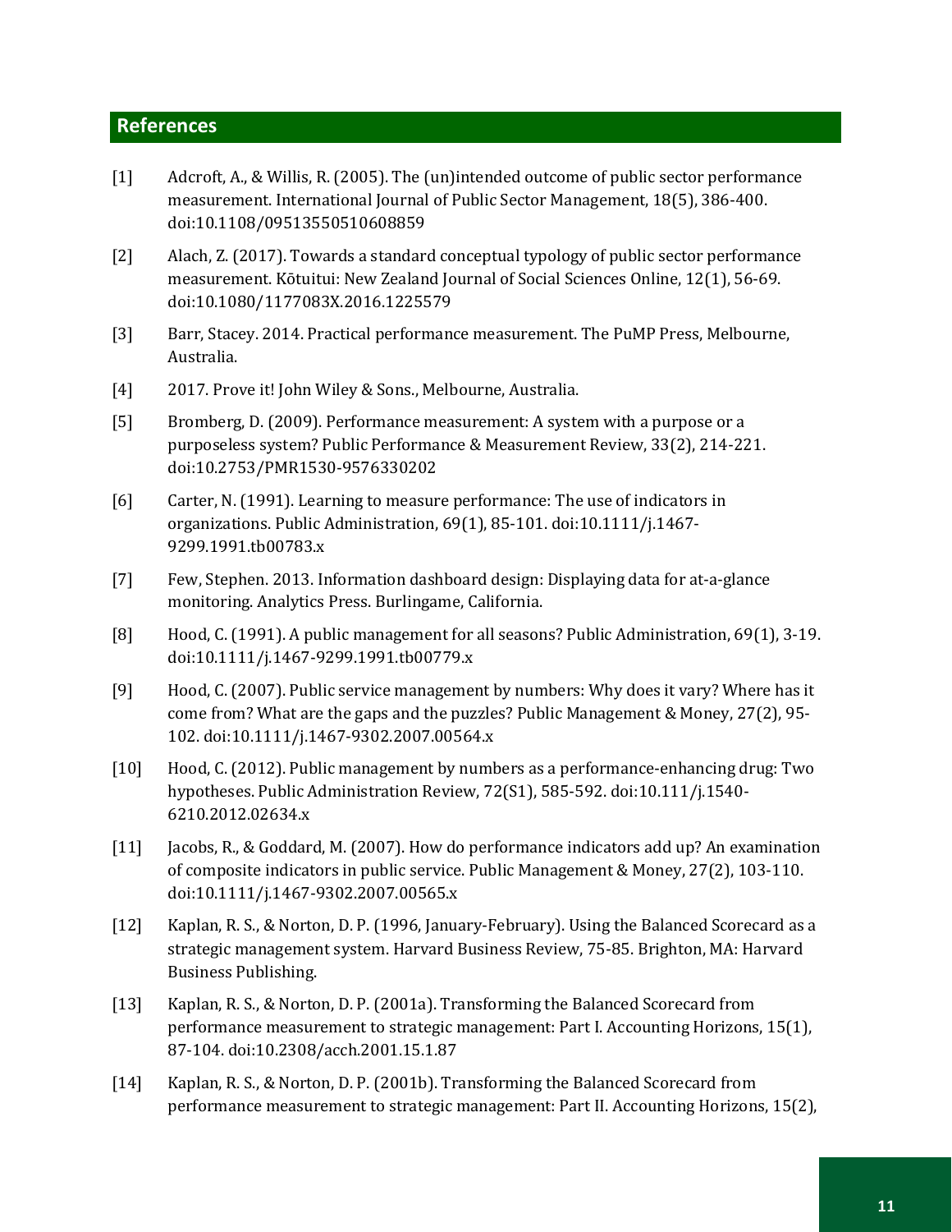## References

[1] Adcroft, A., & Willis, R. (2005). The (un)intended outcome of public sector performance measurement. International Journal of Public Sector Management, 18(5), 386-400. doi:10.1108/09513550510608859

[2] Alach, Z. (2017). Towards a standard conceptual typology of public sector performance measurement. Kōtuitui: New Zealand Journal of Social Sciences Online, 12(1), 56-69. doi:10.1080/1177083X.2016.1225579

[3] Barr, Stacey. 2014. Practical performance measurement. The PuMP Press, Melbourne, Australia.

[4] 2017. Prove it! John Wiley & Sons., Melbourne, Australia.

[5] Bromberg, D. (2009). Performance measurement: A system with a purpose or a purposeless system? Public Performance & Measurement Review, 33(2), 214-221. doi:10.2753/PMR1530-9576330202

[6] Carter, N. (1991). Learning to measure performance: The use of indicators in organizations. Public Administration, 69(1), 85-101. doi:10.1111/j.1467-9299.1991.tb00783.x

[7] Few, Stephen. 2013. Information dashboard design: Displaying data for at-a-glance monitoring. Analytics Press. Burlingame, California.

[8] Hood, C. (1991). A public management for all seasons? Public Administration, 69(1), 3-19. doi:10.1111/j.1467-9299.1991.tb00779.x

[9] Hood, C. (2007). Public service management by numbers: Why does it vary? Where has it come from? What are the gaps and the puzzles? Public Management & Money, 27(2), 95-102. doi:10.1111/j.1467-9302.2007.00564.x

[10] Hood, C. (2012). Public management by numbers as a performance-enhancing drug: Two hypotheses. Public Administration Review, 72(S1), 585-592. doi:10.111/j.1540-6210.2012.02634.x

[11] Jacobs, R., & Goddard, M. (2007). How do performance indicators add up? An examination of composite indicators in public service. Public Management & Money, 27(2), 103-110. doi:10.1111/j.1467-9302.2007.00565.x

[12] Kaplan, R. S., & Norton, D. P. (1996, January-February). Using the Balanced Scorecard as a strategic management system. Harvard Business Review, 75-85. Brighton, MA: Harvard Business Publishing.

[13] Kaplan, R. S., & Norton, D. P. (2001a). Transforming the Balanced Scorecard from performance measurement to strategic management: Part I. Accounting Horizons, 15(1), 87-104. doi:10.2308/acch.2001.15.1.87

[14] Kaplan, R. S., & Norton, D. P. (2001b). Transforming the Balanced Scorecard from performance measurement to strategic management: Part II. Accounting Horizons, 15(2),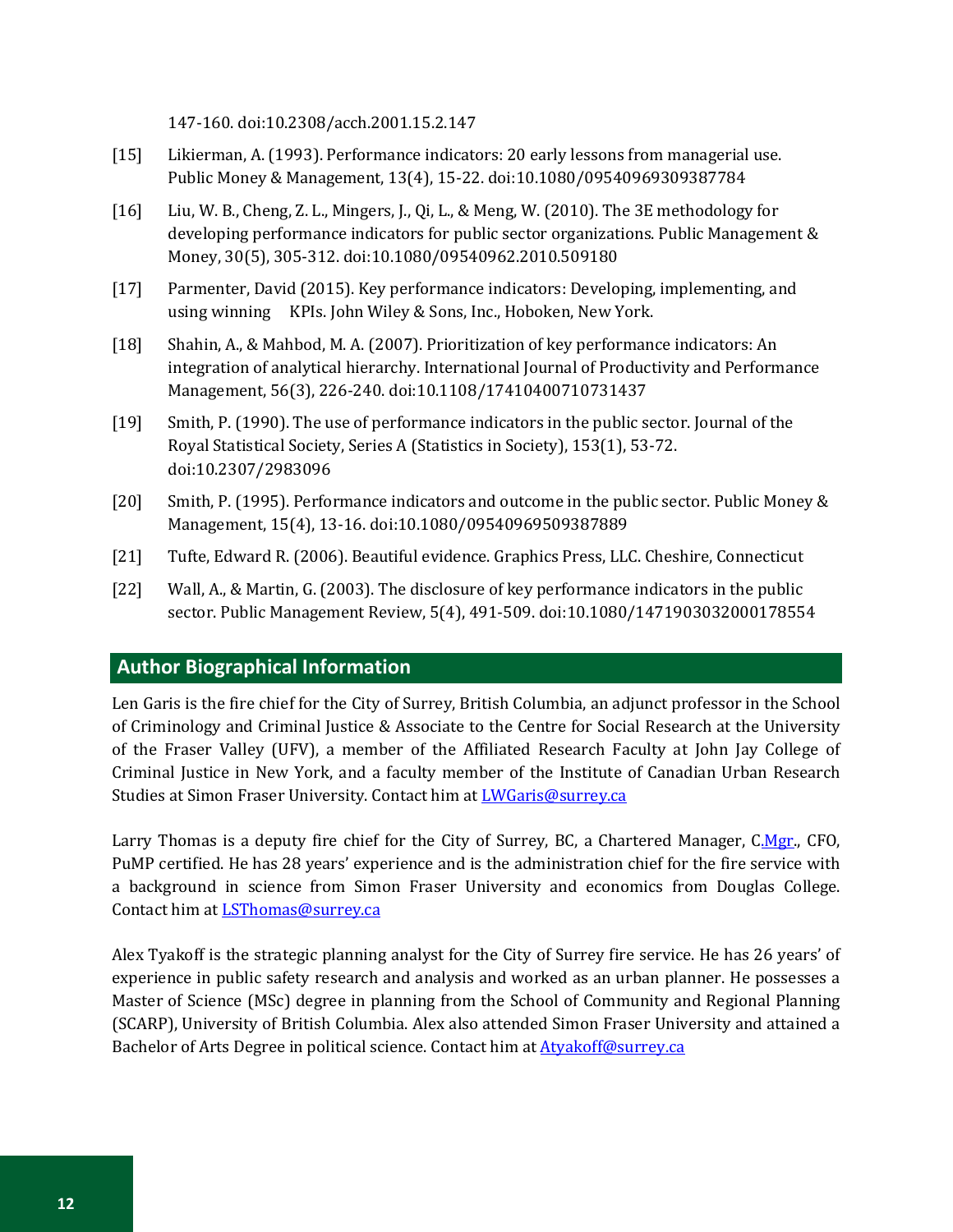147-160. doi:10.2308/acch.2001.15.2.147

[15] Likierman, A. (1993). Performance indicators: 20 early lessons from managerial use. Public Money & Management, 13(4), 15-22. doi:10.1080/09540969309387784

[16] Liu, W. B., Cheng, Z. L., Mingers, J., Qi, L., & Meng, W. (2010). The 3E methodology for developing performance indicators for public sector organizations. Public Management & Money, 30(5), 305-312. doi:10.1080/09540962.2010.509180

[17] Parmenter, David (2015). Key performance indicators: Developing, implementing, and using winning KPIs. John Wiley & Sons, Inc., Hoboken, New York.

[18] Shahin, A., & Mahbod, M. A. (2007). Prioritization of key performance indicators: An integration of analytical hierarchy. International Journal of Productivity and Performance Management, 56(3), 226-240. doi:10.1108/17410400710731437

[19] Smith, P. (1990). The use of performance indicators in the public sector. Journal of the Royal Statistical Society, Series A (Statistics in Society), 153(1), 53-72. doi:10.2307/2983096

[20] Smith, P. (1995). Performance indicators and outcome in the public sector. Public Money & Management, 15(4), 13-16. doi:10.1080/09540969509387889

[21] Tufte, Edward R. (2006). Beautiful evidence. Graphics Press, LLC. Cheshire, Connecticut

[22] Wall, A., & Martin, G. (2003). The disclosure of key performance indicators in the public sector. Public Management Review, 5(4), 491-509. doi:10.1080/1471903032000178554

## Author Biographical Information

Len Garis is the fire chief for the City of Surrey, British Columbia, an adjunct professor in the School of Criminology and Criminal Justice & Associate to the Centre for Social Research at the University of the Fraser Valley (UFV), a member of the Affiliated Research Faculty at John Jay College of Criminal Justice in New York, and a faculty member of the Institute of Canadian Urban Research Studies at Simon Fraser University. Contact him at LWGaris@surrey.ca

Larry Thomas is a deputy fire chief for the City of Surrey, BC, a Chartered Manager, C.Mgr., CFO, PuMP certified. He has 28 years' experience and is the administration chief for the fire service with a background in science from Simon Fraser University and economics from Douglas College. Contact him at LSThomas@surrey.ca

Alex Tyakoff is the strategic planning analyst for the City of Surrey fire service. He has 26 years' of experience in public safety research and analysis and worked as an urban planner. He possesses a Master of Science (MSc) degree in planning from the School of Community and Regional Planning (SCARP), University of British Columbia. Alex also attended Simon Fraser University and attained a Bachelor of Arts Degree in political science. Contact him at Atyakoff@surrey.ca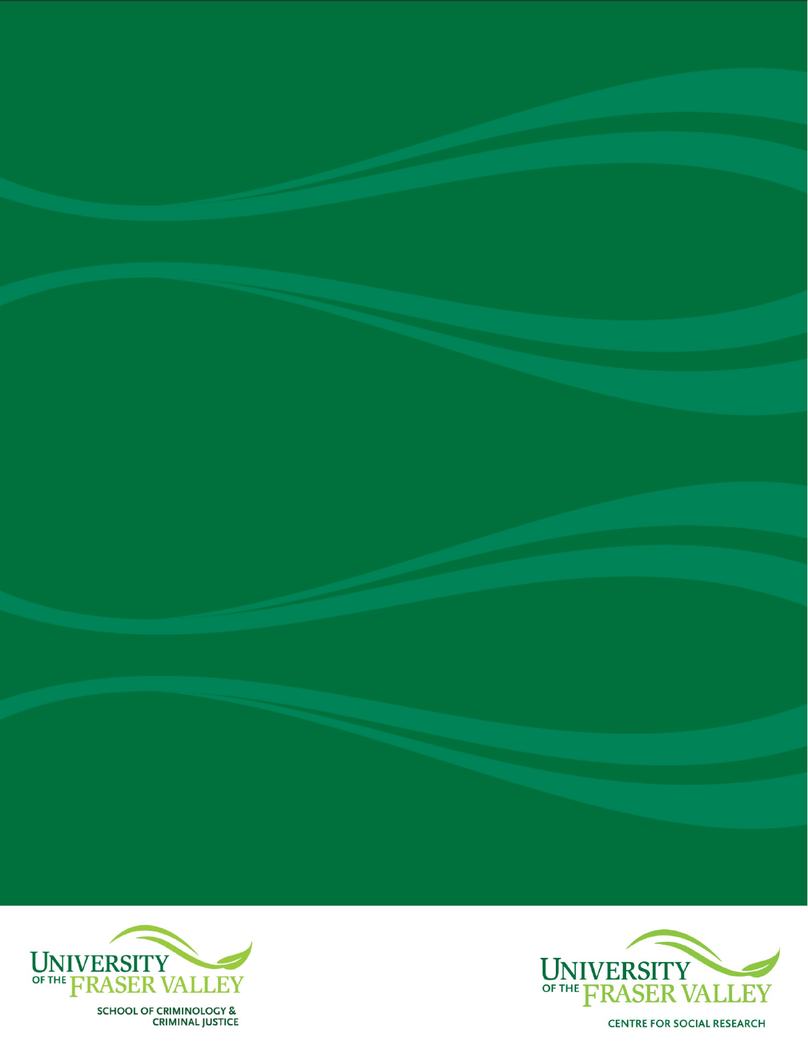UNIVERSITY OF THE FRASER VALLEY

SCHOOL OF CRIMINOLOGY & CRIMINAL JUSTICE

UNIVERSITY OF THE FRASER VALLEY

CENTRE FOR SOCIAL RESEARCH